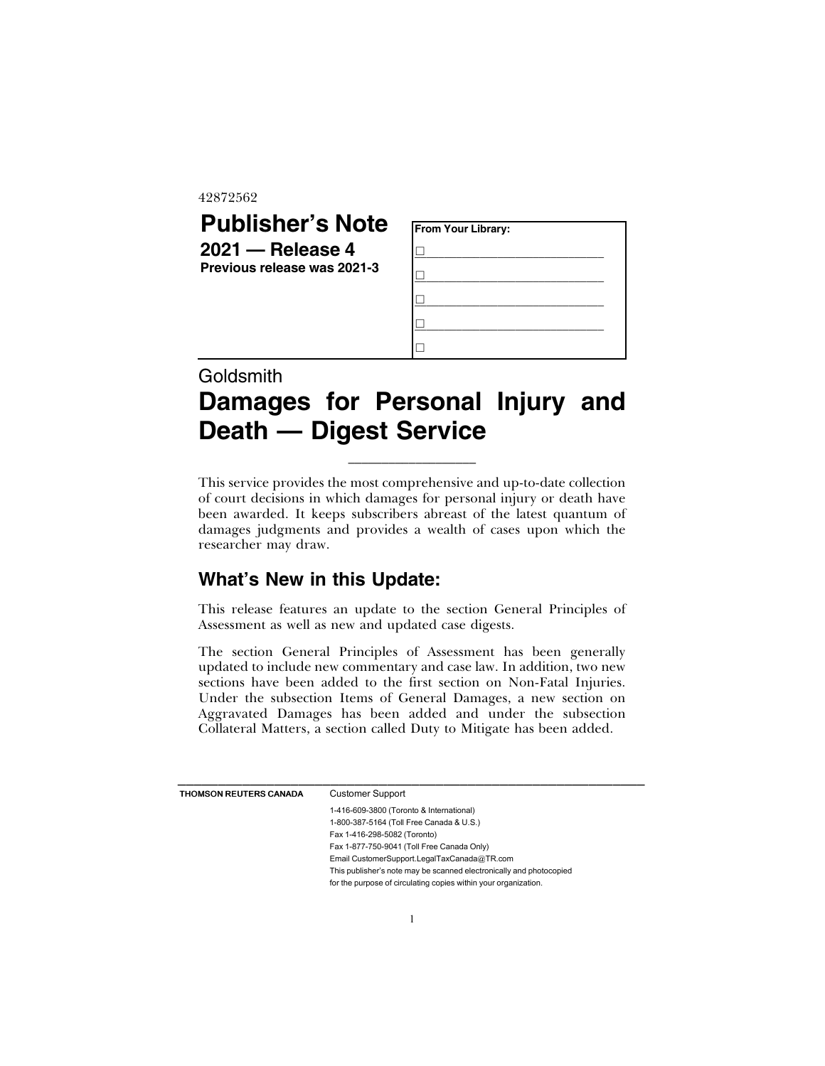42872562

# Publisher's Note

**2021 — Release 4**

**Previous release was 2021-3**

**From Your Library:**

☐ ____________________________

☐ ____________________________

☐ ____________________________

☐ ____________________________

☐

Goldsmith

# Damages for Personal Injury and Death — Digest Service

This service provides the most comprehensive and up-to-date collection of court decisions in which damages for personal injury or death have been awarded. It keeps subscribers abreast of the latest quantum of damages judgments and provides a wealth of cases upon which the researcher may draw.

## What's New in this Update:

This release features an update to the section General Principles of Assessment as well as new and updated case digests.

The section General Principles of Assessment has been generally updated to include new commentary and case law. In addition, two new sections have been added to the first section on Non-Fatal Injuries. Under the subsection Items of General Damages, a new section on Aggravated Damages has been added and under the subsection Collateral Matters, a section called Duty to Mitigate has been added.

**THOMSON REUTERS CANADA**

Customer Support

1-416-609-3800 (Toronto & International)

1-800-387-5164 (Toll Free Canada & U.S.)

Fax 1-416-298-5082 (Toronto)

Fax 1-877-750-9041 (Toll Free Canada Only)

Email CustomerSupport.LegalTaxCanada@TR.com

This publisher's note may be scanned electronically and photocopied for the purpose of circulating copies within your organization.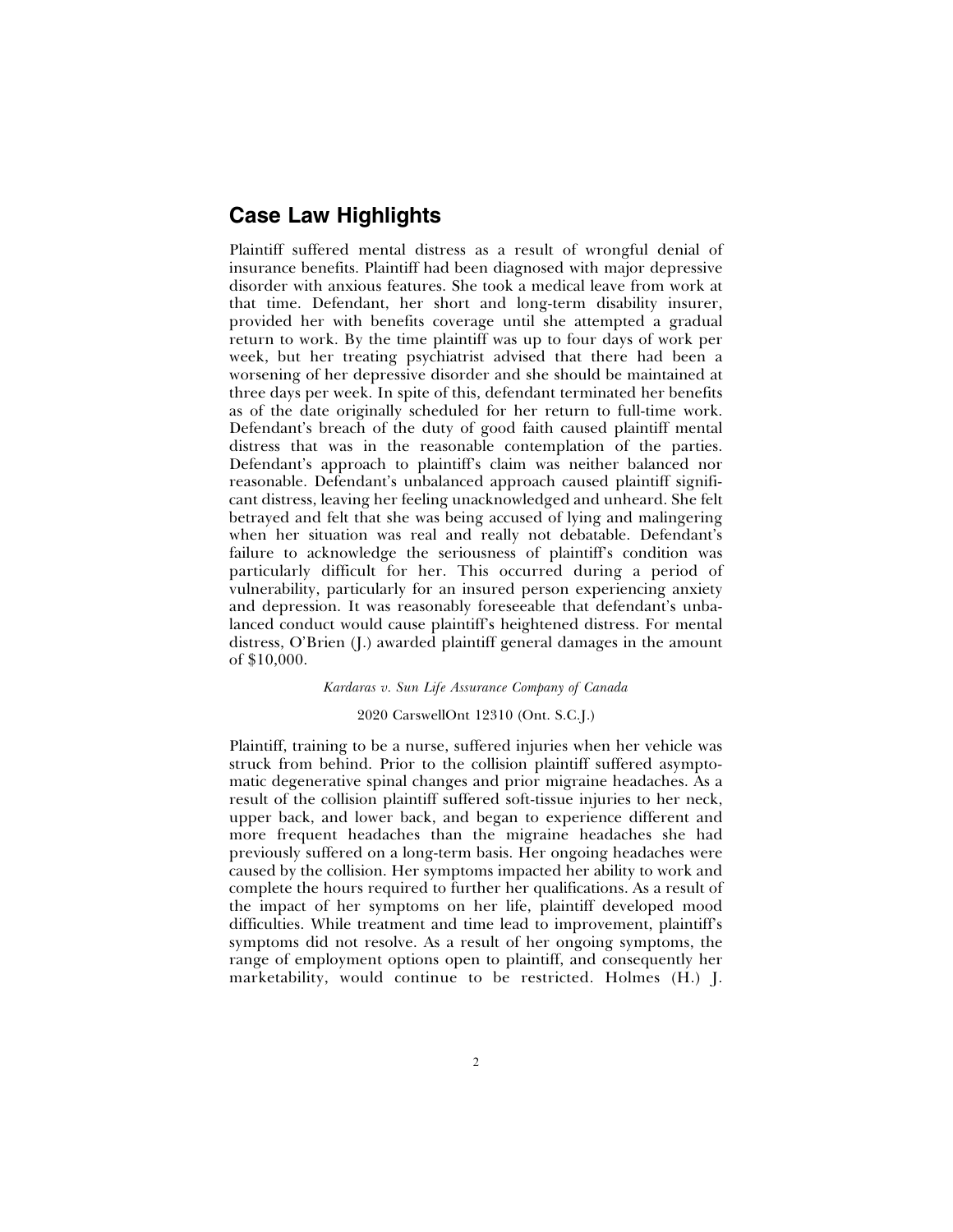## Case Law Highlights

Plaintiff suffered mental distress as a result of wrongful denial of insurance benefits. Plaintiff had been diagnosed with major depressive disorder with anxious features. She took a medical leave from work at that time. Defendant, her short and long-term disability insurer, provided her with benefits coverage until she attempted a gradual return to work. By the time plaintiff was up to four days of work per week, but her treating psychiatrist advised that there had been a worsening of her depressive disorder and she should be maintained at three days per week. In spite of this, defendant terminated her benefits as of the date originally scheduled for her return to full-time work. Defendant's breach of the duty of good faith caused plaintiff mental distress that was in the reasonable contemplation of the parties. Defendant's approach to plaintiff's claim was neither balanced nor reasonable. Defendant's unbalanced approach caused plaintiff significant distress, leaving her feeling unacknowledged and unheard. She felt betrayed and felt that she was being accused of lying and malingering when her situation was real and really not debatable. Defendant's failure to acknowledge the seriousness of plaintiff's condition was particularly difficult for her. This occurred during a period of vulnerability, particularly for an insured person experiencing anxiety and depression. It was reasonably foreseeable that defendant's unbalanced conduct would cause plaintiff's heightened distress. For mental distress, O'Brien (J.) awarded plaintiff general damages in the amount of $10,000.

*Kardaras v. Sun Life Assurance Company of Canada*

2020 CarswellOnt 12310 (Ont. S.C.J.)

Plaintiff, training to be a nurse, suffered injuries when her vehicle was struck from behind. Prior to the collision plaintiff suffered asymptomatic degenerative spinal changes and prior migraine headaches. As a result of the collision plaintiff suffered soft-tissue injuries to her neck, upper back, and lower back, and began to experience different and more frequent headaches than the migraine headaches she had previously suffered on a long-term basis. Her ongoing headaches were caused by the collision. Her symptoms impacted her ability to work and complete the hours required to further her qualifications. As a result of the impact of her symptoms on her life, plaintiff developed mood difficulties. While treatment and time lead to improvement, plaintiff's symptoms did not resolve. As a result of her ongoing symptoms, the range of employment options open to plaintiff, and consequently her marketability, would continue to be restricted. Holmes (H.) J.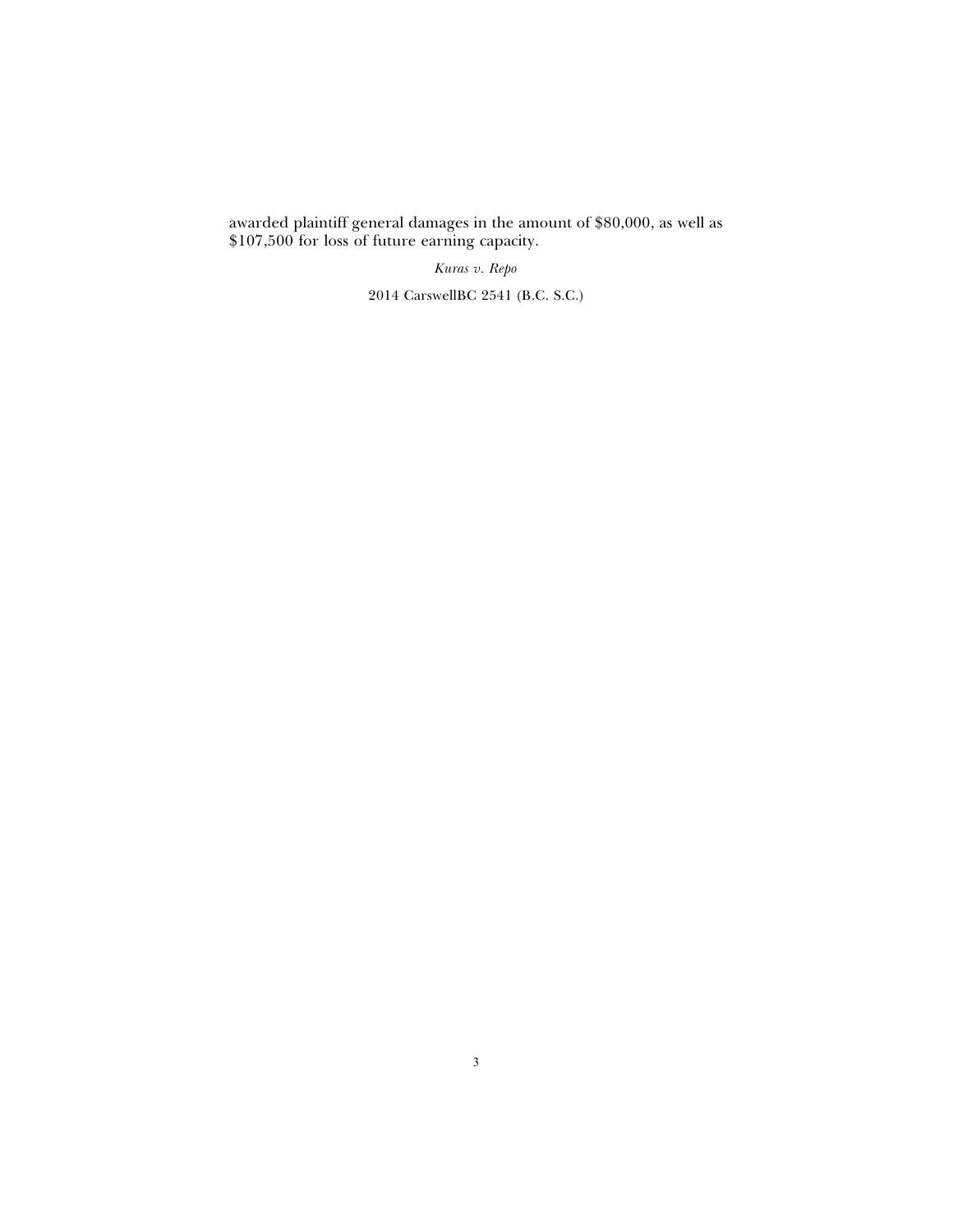awarded plaintiff general damages in the amount of $80,000, as well as $107,500 for loss of future earning capacity.

*Kuras v. Repo*

2014 CarswellBC 2541 (B.C. S.C.)